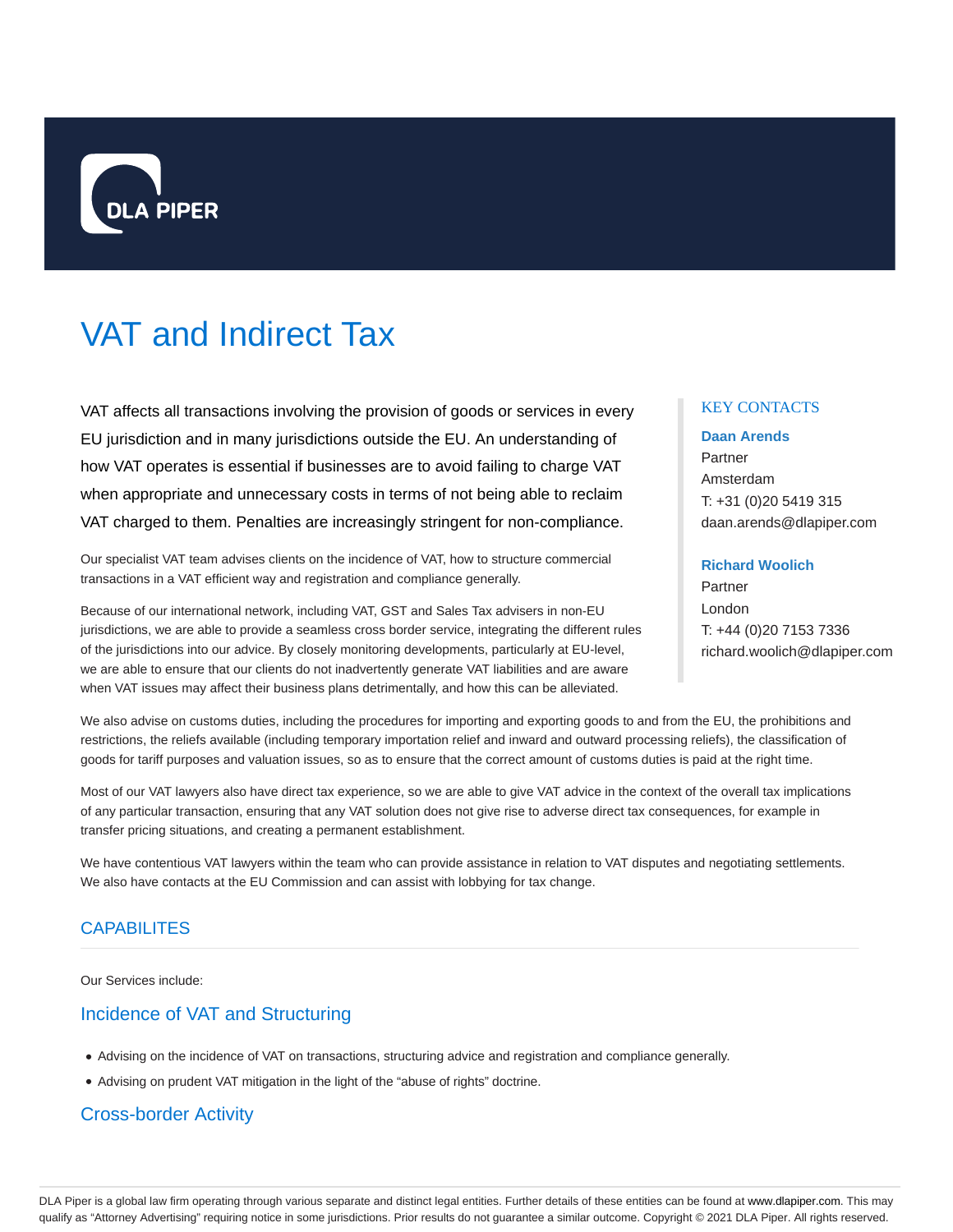DLA PIPER

# VAT and Indirect Tax

VAT affects all transactions involving the provision of goods or services in every EU jurisdiction and in many jurisdictions outside the EU. An understanding of how VAT operates is essential if businesses are to avoid failing to charge VAT when appropriate and unnecessary costs in terms of not being able to reclaim VAT charged to them. Penalties are increasingly stringent for non-compliance.

Our specialist VAT team advises clients on the incidence of VAT, how to structure commercial transactions in a VAT efficient way and registration and compliance generally.

Because of our international network, including VAT, GST and Sales Tax advisers in non-EU jurisdictions, we are able to provide a seamless cross border service, integrating the different rules of the jurisdictions into our advice. By closely monitoring developments, particularly at EU-level, we are able to ensure that our clients do not inadvertently generate VAT liabilities and are aware when VAT issues may affect their business plans detrimentally, and how this can be alleviated.

We also advise on customs duties, including the procedures for importing and exporting goods to and from the EU, the prohibitions and restrictions, the reliefs available (including temporary importation relief and inward and outward processing reliefs), the classification of goods for tariff purposes and valuation issues, so as to ensure that the correct amount of customs duties is paid at the right time.

Most of our VAT lawyers also have direct tax experience, so we are able to give VAT advice in the context of the overall tax implications of any particular transaction, ensuring that any VAT solution does not give rise to adverse direct tax consequences, for example in transfer pricing situations, and creating a permanent establishment.

We have contentious VAT lawyers within the team who can provide assistance in relation to VAT disputes and negotiating settlements. We also have contacts at the EU Commission and can assist with lobbying for tax change.

### KEY CONTACTS

**Daan Arends**
Partner
Amsterdam
T: +31 (0)20 5419 315
daan.arends@dlapiper.com

**Richard Woolich**
Partner
London
T: +44 (0)20 7153 7336
richard.woolich@dlapiper.com

## CAPABILITES

Our Services include:

### Incidence of VAT and Structuring

- Advising on the incidence of VAT on transactions, structuring advice and registration and compliance generally.
- Advising on prudent VAT mitigation in the light of the “abuse of rights” doctrine.

### Cross-border Activity

DLA Piper is a global law firm operating through various separate and distinct legal entities. Further details of these entities can be found at www.dlapiper.com. This may qualify as “Attorney Advertising” requiring notice in some jurisdictions. Prior results do not guarantee a similar outcome. Copyright © 2021 DLA Piper. All rights reserved.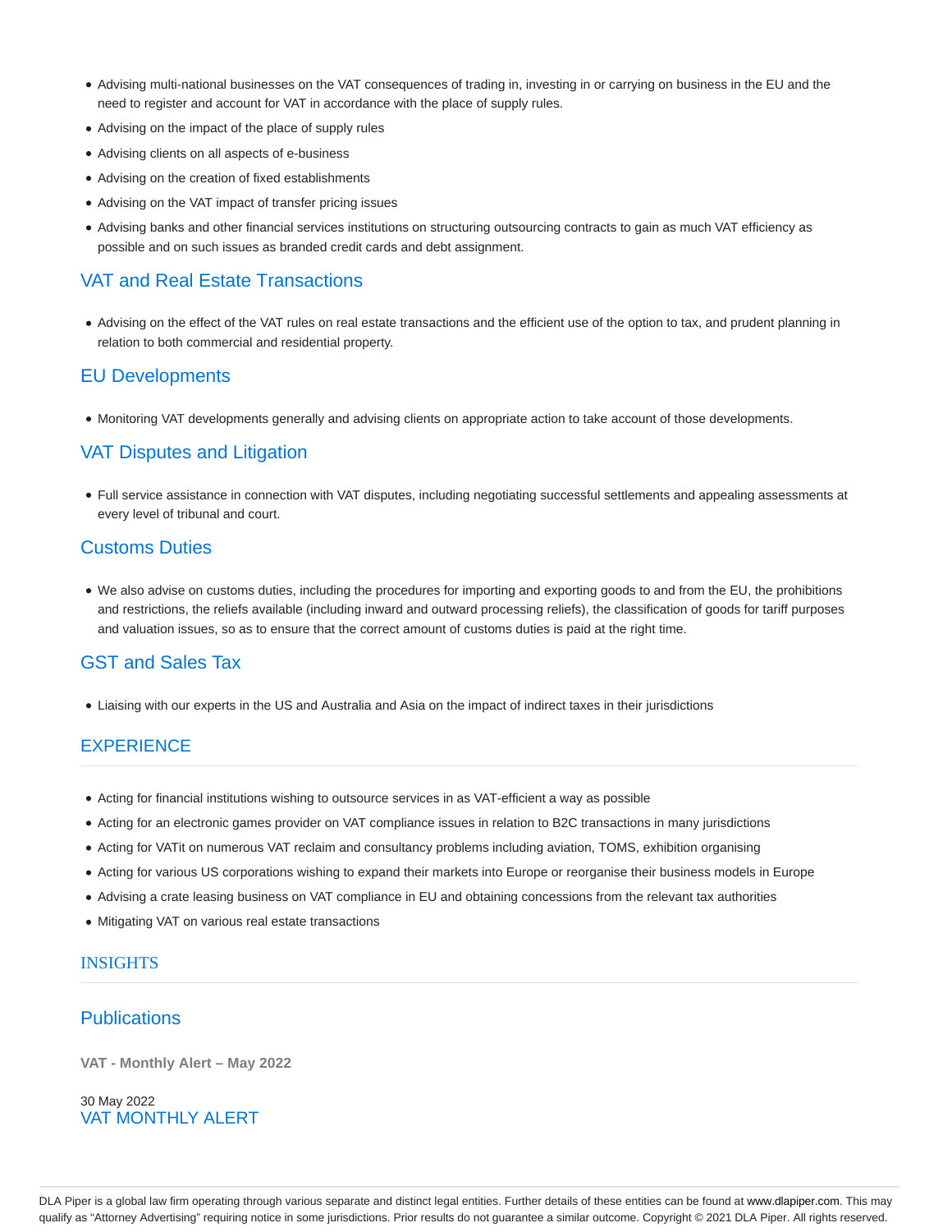- Advising multi-national businesses on the VAT consequences of trading in, investing in or carrying on business in the EU and the need to register and account for VAT in accordance with the place of supply rules.
- Advising on the impact of the place of supply rules
- Advising clients on all aspects of e-business
- Advising on the creation of fixed establishments
- Advising on the VAT impact of transfer pricing issues
- Advising banks and other financial services institutions on structuring outsourcing contracts to gain as much VAT efficiency as possible and on such issues as branded credit cards and debt assignment.

### VAT and Real Estate Transactions

- Advising on the effect of the VAT rules on real estate transactions and the efficient use of the option to tax, and prudent planning in relation to both commercial and residential property.

### EU Developments

- Monitoring VAT developments generally and advising clients on appropriate action to take account of those developments.

### VAT Disputes and Litigation

- Full service assistance in connection with VAT disputes, including negotiating successful settlements and appealing assessments at every level of tribunal and court.

### Customs Duties

- We also advise on customs duties, including the procedures for importing and exporting goods to and from the EU, the prohibitions and restrictions, the reliefs available (including inward and outward processing reliefs), the classification of goods for tariff purposes and valuation issues, so as to ensure that the correct amount of customs duties is paid at the right time.

### GST and Sales Tax

- Liaising with our experts in the US and Australia and Asia on the impact of indirect taxes in their jurisdictions

## EXPERIENCE

- Acting for financial institutions wishing to outsource services in as VAT-efficient a way as possible
- Acting for an electronic games provider on VAT compliance issues in relation to B2C transactions in many jurisdictions
- Acting for VATit on numerous VAT reclaim and consultancy problems including aviation, TOMS, exhibition organising
- Acting for various US corporations wishing to expand their markets into Europe or reorganise their business models in Europe
- Advising a crate leasing business on VAT compliance in EU and obtaining concessions from the relevant tax authorities
- Mitigating VAT on various real estate transactions

## INSIGHTS

### Publications

**VAT - Monthly Alert – May 2022**

30 May 2022
VAT MONTHLY ALERT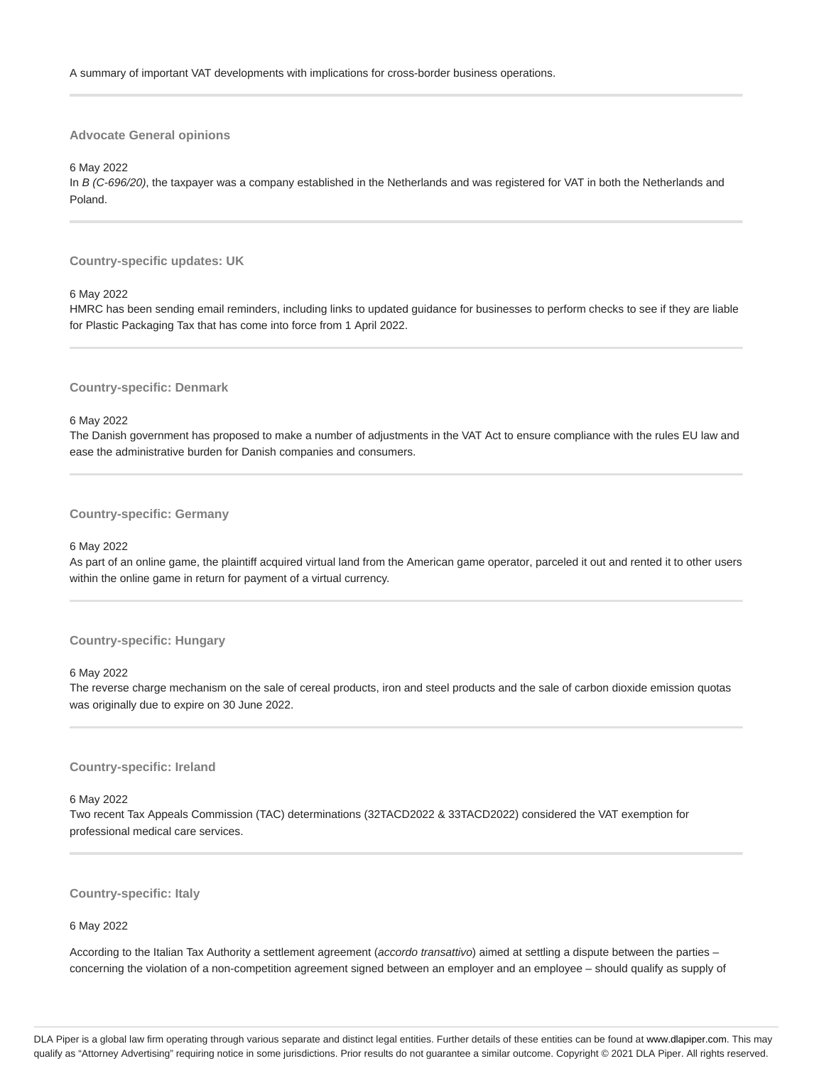A summary of important VAT developments with implications for cross-border business operations.

---

### Advocate General opinions

6 May 2022

In *B (C-696/20)*, the taxpayer was a company established in the Netherlands and was registered for VAT in both the Netherlands and Poland.

---

### Country-specific updates: UK

6 May 2022

HMRC has been sending email reminders, including links to updated guidance for businesses to perform checks to see if they are liable for Plastic Packaging Tax that has come into force from 1 April 2022.

---

### Country-specific: Denmark

6 May 2022

The Danish government has proposed to make a number of adjustments in the VAT Act to ensure compliance with the rules EU law and ease the administrative burden for Danish companies and consumers.

---

### Country-specific: Germany

6 May 2022

As part of an online game, the plaintiff acquired virtual land from the American game operator, parceled it out and rented it to other users within the online game in return for payment of a virtual currency.

---

### Country-specific: Hungary

6 May 2022

The reverse charge mechanism on the sale of cereal products, iron and steel products and the sale of carbon dioxide emission quotas was originally due to expire on 30 June 2022.

---

### Country-specific: Ireland

6 May 2022

Two recent Tax Appeals Commission (TAC) determinations (32TACD2022 & 33TACD2022) considered the VAT exemption for professional medical care services.

---

### Country-specific: Italy

6 May 2022

According to the Italian Tax Authority a settlement agreement (*accordo transattivo*) aimed at settling a dispute between the parties – concerning the violation of a non-competition agreement signed between an employer and an employee – should qualify as supply of

DLA Piper is a global law firm operating through various separate and distinct legal entities. Further details of these entities can be found at www.dlapiper.com. This may qualify as "Attorney Advertising" requiring notice in some jurisdictions. Prior results do not guarantee a similar outcome. Copyright © 2021 DLA Piper. All rights reserved.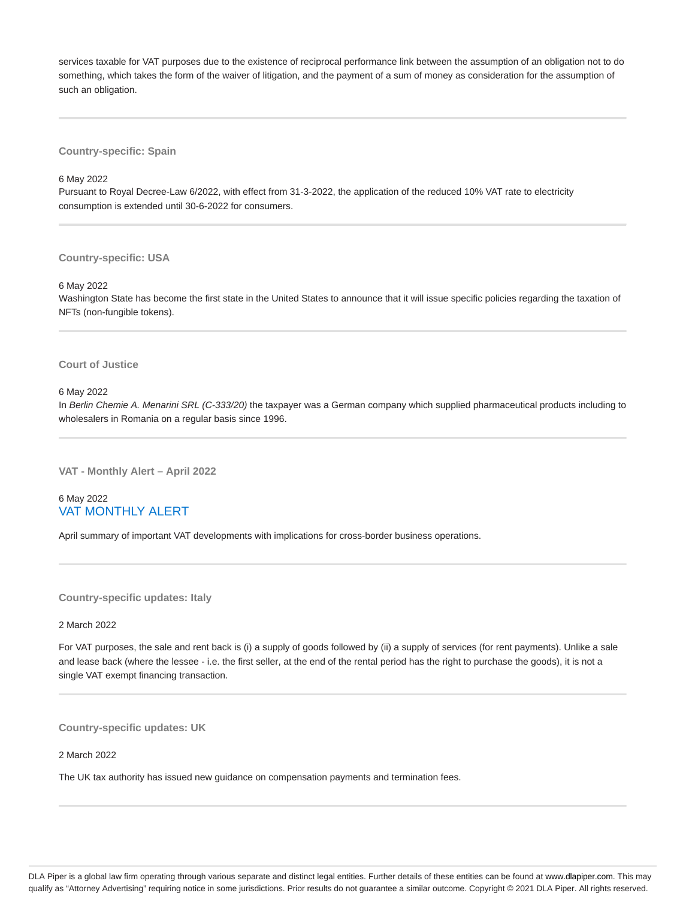services taxable for VAT purposes due to the existence of reciprocal performance link between the assumption of an obligation not to do something, which takes the form of the waiver of litigation, and the payment of a sum of money as consideration for the assumption of such an obligation.

---

### Country-specific: Spain

6 May 2022
Pursuant to Royal Decree-Law 6/2022, with effect from 31-3-2022, the application of the reduced 10% VAT rate to electricity consumption is extended until 30-6-2022 for consumers.

---

### Country-specific: USA

6 May 2022
Washington State has become the first state in the United States to announce that it will issue specific policies regarding the taxation of NFTs (non-fungible tokens).

---

### Court of Justice

6 May 2022
In *Berlin Chemie A. Menarini SRL (C-333/20)* the taxpayer was a German company which supplied pharmaceutical products including to wholesalers in Romania on a regular basis since 1996.

---

### VAT - Monthly Alert – April 2022

6 May 2022
VAT MONTHLY ALERT

April summary of important VAT developments with implications for cross-border business operations.

---

### Country-specific updates: Italy

2 March 2022

For VAT purposes, the sale and rent back is (i) a supply of goods followed by (ii) a supply of services (for rent payments). Unlike a sale and lease back (where the lessee - i.e. the first seller, at the end of the rental period has the right to purchase the goods), it is not a single VAT exempt financing transaction.

---

### Country-specific updates: UK

2 March 2022

The UK tax authority has issued new guidance on compensation payments and termination fees.

---

DLA Piper is a global law firm operating through various separate and distinct legal entities. Further details of these entities can be found at www.dlapiper.com. This may qualify as "Attorney Advertising" requiring notice in some jurisdictions. Prior results do not guarantee a similar outcome. Copyright © 2021 DLA Piper. All rights reserved.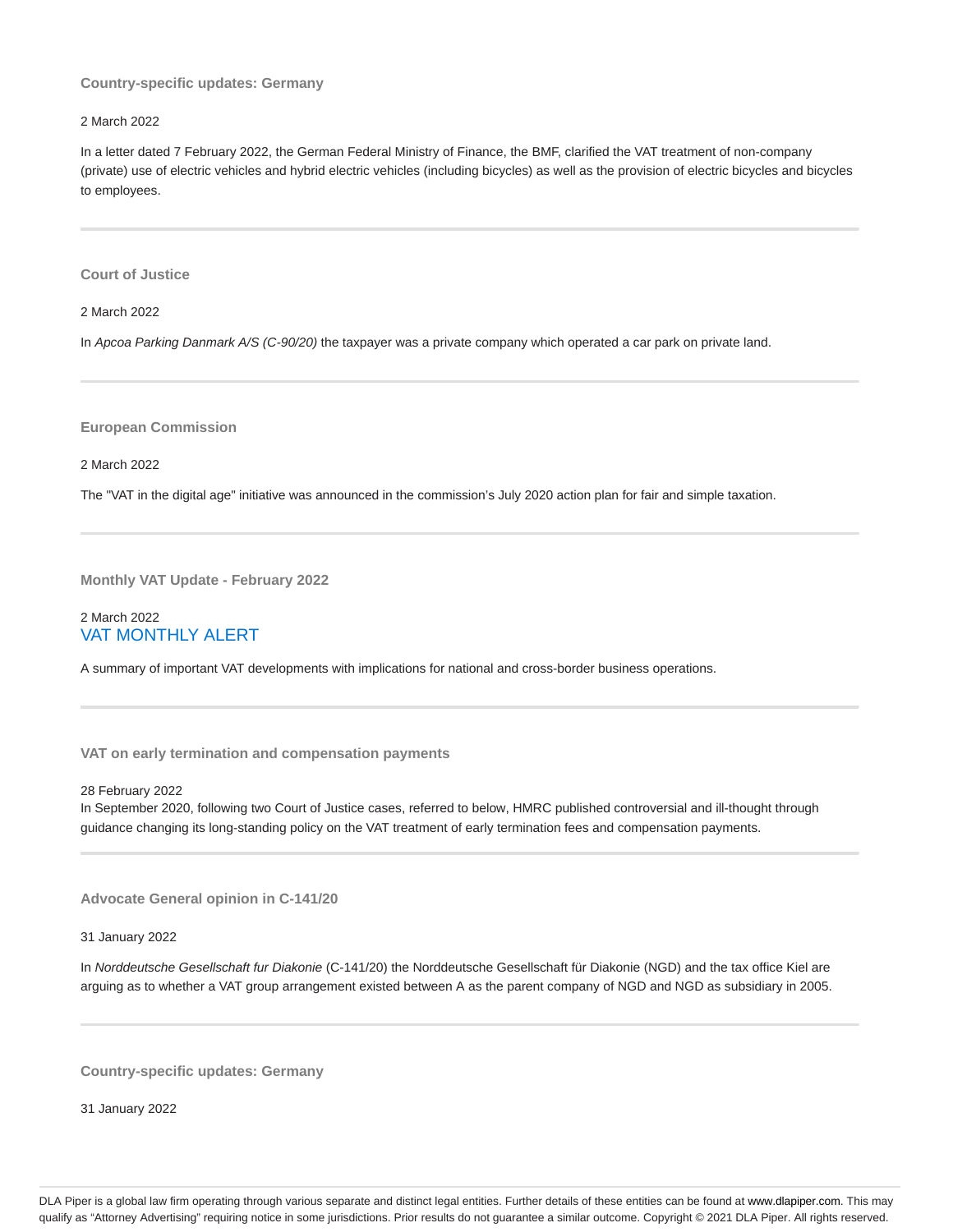### Country-specific updates: Germany

2 March 2022

In a letter dated 7 February 2022, the German Federal Ministry of Finance, the BMF, clarified the VAT treatment of non-company (private) use of electric vehicles and hybrid electric vehicles (including bicycles) as well as the provision of electric bicycles and bicycles to employees.

---

### Court of Justice

2 March 2022

In *Apcoa Parking Danmark A/S (C-90/20)* the taxpayer was a private company which operated a car park on private land.

---

### European Commission

2 March 2022

The "VAT in the digital age" initiative was announced in the commission's July 2020 action plan for fair and simple taxation.

---

### Monthly VAT Update - February 2022

2 March 2022

VAT MONTHLY ALERT

A summary of important VAT developments with implications for national and cross-border business operations.

---

### VAT on early termination and compensation payments

28 February 2022

In September 2020, following two Court of Justice cases, referred to below, HMRC published controversial and ill-thought through guidance changing its long-standing policy on the VAT treatment of early termination fees and compensation payments.

---

### Advocate General opinion in C-141/20

31 January 2022

In *Norddeutsche Gesellschaft fur Diakonie* (C-141/20) the Norddeutsche Gesellschaft für Diakonie (NGD) and the tax office Kiel are arguing as to whether a VAT group arrangement existed between A as the parent company of NGD and NGD as subsidiary in 2005.

---

### Country-specific updates: Germany

31 January 2022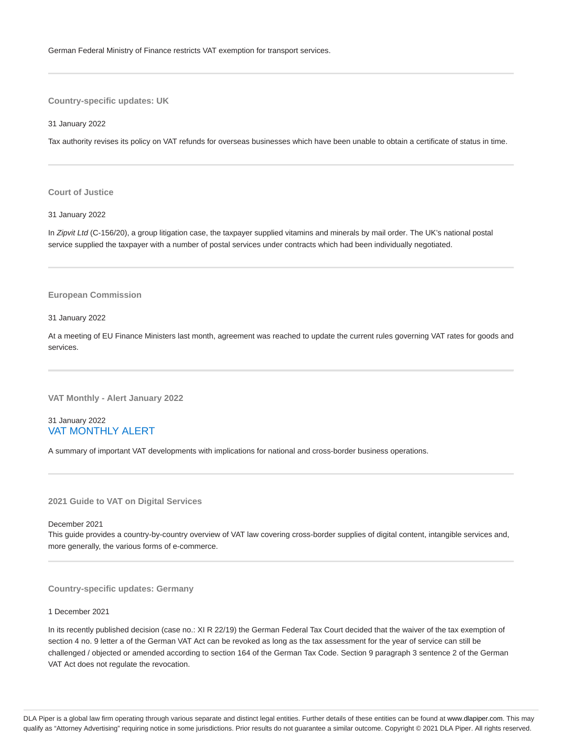German Federal Ministry of Finance restricts VAT exemption for transport services.

---

### Country-specific updates: UK

31 January 2022

Tax authority revises its policy on VAT refunds for overseas businesses which have been unable to obtain a certificate of status in time.

---

### Court of Justice

31 January 2022

In *Zipvit Ltd* (C-156/20), a group litigation case, the taxpayer supplied vitamins and minerals by mail order. The UK's national postal service supplied the taxpayer with a number of postal services under contracts which had been individually negotiated.

---

### European Commission

31 January 2022

At a meeting of EU Finance Ministers last month, agreement was reached to update the current rules governing VAT rates for goods and services.

---

### VAT Monthly - Alert January 2022

31 January 2022
VAT MONTHLY ALERT

A summary of important VAT developments with implications for national and cross-border business operations.

---

### 2021 Guide to VAT on Digital Services

December 2021
This guide provides a country-by-country overview of VAT law covering cross-border supplies of digital content, intangible services and, more generally, the various forms of e-commerce.

---

### Country-specific updates: Germany

1 December 2021

In its recently published decision (case no.: XI R 22/19) the German Federal Tax Court decided that the waiver of the tax exemption of section 4 no. 9 letter a of the German VAT Act can be revoked as long as the tax assessment for the year of service can still be challenged / objected or amended according to section 164 of the German Tax Code. Section 9 paragraph 3 sentence 2 of the German VAT Act does not regulate the revocation.

DLA Piper is a global law firm operating through various separate and distinct legal entities. Further details of these entities can be found at www.dlapiper.com. This may qualify as "Attorney Advertising" requiring notice in some jurisdictions. Prior results do not guarantee a similar outcome. Copyright © 2021 DLA Piper. All rights reserved.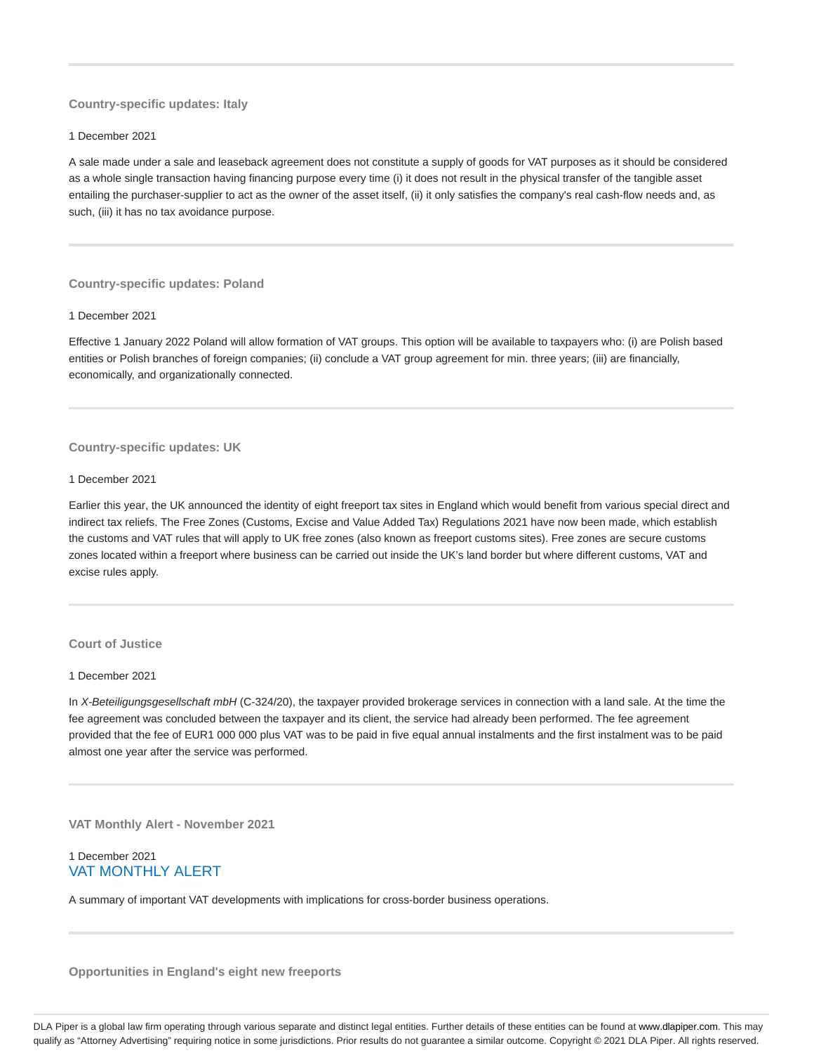### Country-specific updates: Italy

1 December 2021

A sale made under a sale and leaseback agreement does not constitute a supply of goods for VAT purposes as it should be considered as a whole single transaction having financing purpose every time (i) it does not result in the physical transfer of the tangible asset entailing the purchaser-supplier to act as the owner of the asset itself, (ii) it only satisfies the company's real cash-flow needs and, as such, (iii) it has no tax avoidance purpose.

---

### Country-specific updates: Poland

1 December 2021

Effective 1 January 2022 Poland will allow formation of VAT groups. This option will be available to taxpayers who: (i) are Polish based entities or Polish branches of foreign companies; (ii) conclude a VAT group agreement for min. three years; (iii) are financially, economically, and organizationally connected.

---

### Country-specific updates: UK

1 December 2021

Earlier this year, the UK announced the identity of eight freeport tax sites in England which would benefit from various special direct and indirect tax reliefs. The Free Zones (Customs, Excise and Value Added Tax) Regulations 2021 have now been made, which establish the customs and VAT rules that will apply to UK free zones (also known as freeport customs sites). Free zones are secure customs zones located within a freeport where business can be carried out inside the UK's land border but where different customs, VAT and excise rules apply.

---

### Court of Justice

1 December 2021

In *X-Beteiligungsgesellschaft mbH* (C-324/20), the taxpayer provided brokerage services in connection with a land sale. At the time the fee agreement was concluded between the taxpayer and its client, the service had already been performed. The fee agreement provided that the fee of EUR1 000 000 plus VAT was to be paid in five equal annual instalments and the first instalment was to be paid almost one year after the service was performed.

---

### VAT Monthly Alert - November 2021

1 December 2021
VAT MONTHLY ALERT

A summary of important VAT developments with implications for cross-border business operations.

---

### Opportunities in England's eight new freeports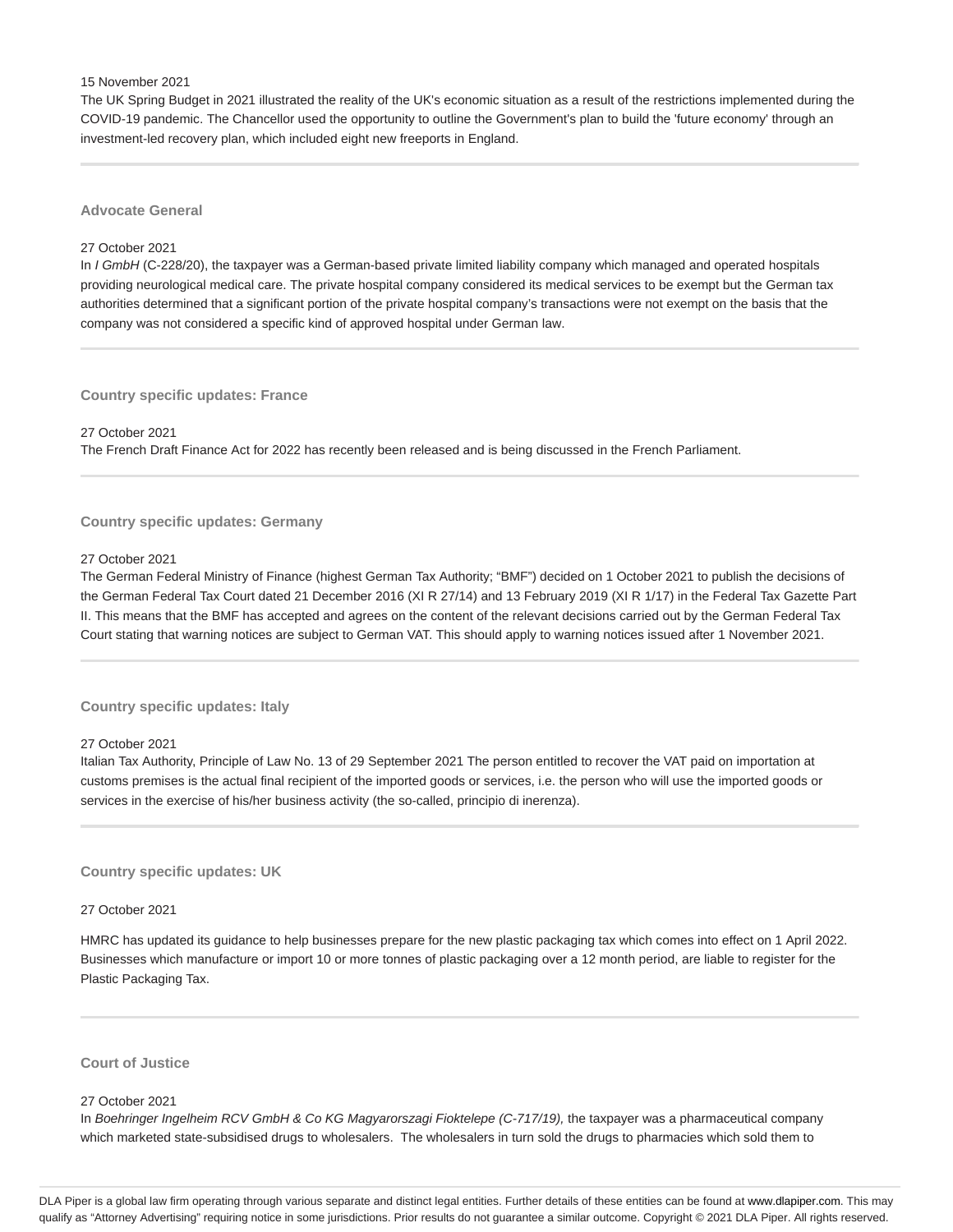15 November 2021

The UK Spring Budget in 2021 illustrated the reality of the UK's economic situation as a result of the restrictions implemented during the COVID-19 pandemic. The Chancellor used the opportunity to outline the Government's plan to build the 'future economy' through an investment-led recovery plan, which included eight new freeports in England.

---

### Advocate General

27 October 2021

In *I GmbH* (C-228/20), the taxpayer was a German-based private limited liability company which managed and operated hospitals providing neurological medical care. The private hospital company considered its medical services to be exempt but the German tax authorities determined that a significant portion of the private hospital company's transactions were not exempt on the basis that the company was not considered a specific kind of approved hospital under German law.

---

### Country specific updates: France

27 October 2021

The French Draft Finance Act for 2022 has recently been released and is being discussed in the French Parliament.

---

### Country specific updates: Germany

27 October 2021

The German Federal Ministry of Finance (highest German Tax Authority; "BMF") decided on 1 October 2021 to publish the decisions of the German Federal Tax Court dated 21 December 2016 (XI R 27/14) and 13 February 2019 (XI R 1/17) in the Federal Tax Gazette Part II. This means that the BMF has accepted and agrees on the content of the relevant decisions carried out by the German Federal Tax Court stating that warning notices are subject to German VAT. This should apply to warning notices issued after 1 November 2021.

---

### Country specific updates: Italy

27 October 2021

Italian Tax Authority, Principle of Law No. 13 of 29 September 2021 The person entitled to recover the VAT paid on importation at customs premises is the actual final recipient of the imported goods or services, i.e. the person who will use the imported goods or services in the exercise of his/her business activity (the so-called, principio di inerenza).

---

### Country specific updates: UK

27 October 2021

HMRC has updated its guidance to help businesses prepare for the new plastic packaging tax which comes into effect on 1 April 2022. Businesses which manufacture or import 10 or more tonnes of plastic packaging over a 12 month period, are liable to register for the Plastic Packaging Tax.

---

### Court of Justice

27 October 2021

In *Boehringer Ingelheim RCV GmbH & Co KG Magyarorszagi Fioktelepe (C-717/19),* the taxpayer was a pharmaceutical company which marketed state-subsidised drugs to wholesalers. The wholesalers in turn sold the drugs to pharmacies which sold them to

DLA Piper is a global law firm operating through various separate and distinct legal entities. Further details of these entities can be found at www.dlapiper.com. This may qualify as "Attorney Advertising" requiring notice in some jurisdictions. Prior results do not guarantee a similar outcome. Copyright © 2021 DLA Piper. All rights reserved.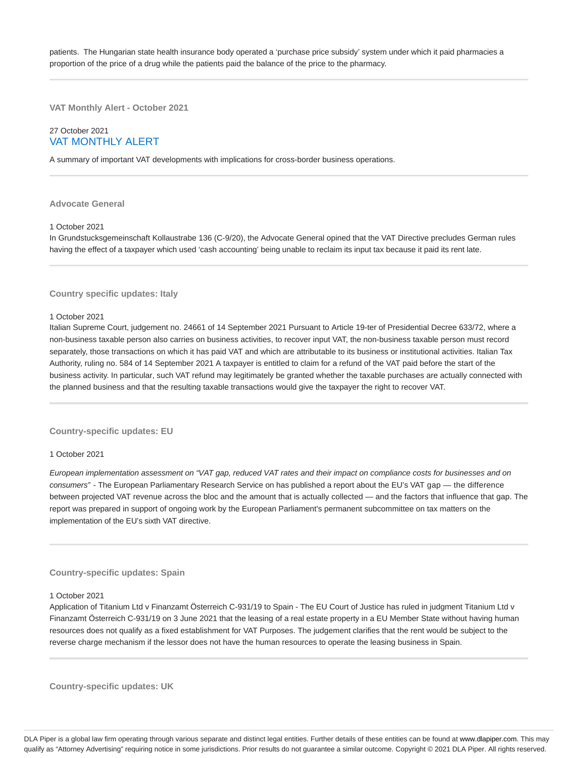patients. The Hungarian state health insurance body operated a 'purchase price subsidy' system under which it paid pharmacies a proportion of the price of a drug while the patients paid the balance of the price to the pharmacy.

---

### VAT Monthly Alert - October 2021

27 October 2021

## VAT MONTHLY ALERT

A summary of important VAT developments with implications for cross-border business operations.

---

### Advocate General

1 October 2021

In Grundstucksgemeinschaft Kollaustrabe 136 (C-9/20), the Advocate General opined that the VAT Directive precludes German rules having the effect of a taxpayer which used 'cash accounting' being unable to reclaim its input tax because it paid its rent late.

---

### Country specific updates: Italy

1 October 2021

Italian Supreme Court, judgement no. 24661 of 14 September 2021 Pursuant to Article 19-ter of Presidential Decree 633/72, where a non-business taxable person also carries on business activities, to recover input VAT, the non-business taxable person must record separately, those transactions on which it has paid VAT and which are attributable to its business or institutional activities. Italian Tax Authority, ruling no. 584 of 14 September 2021 A taxpayer is entitled to claim for a refund of the VAT paid before the start of the business activity. In particular, such VAT refund may legitimately be granted whether the taxable purchases are actually connected with the planned business and that the resulting taxable transactions would give the taxpayer the right to recover VAT.

---

### Country-specific updates: EU

1 October 2021

*European implementation assessment on "VAT gap, reduced VAT rates and their impact on compliance costs for businesses and on consumers"* - The European Parliamentary Research Service on has published a report about the EU's VAT gap — the difference between projected VAT revenue across the bloc and the amount that is actually collected — and the factors that influence that gap. The report was prepared in support of ongoing work by the European Parliament's permanent subcommittee on tax matters on the implementation of the EU's sixth VAT directive.

---

### Country-specific updates: Spain

1 October 2021

Application of Titanium Ltd v Finanzamt Österreich C-931/19 to Spain - The EU Court of Justice has ruled in judgment Titanium Ltd v Finanzamt Österreich C-931/19 on 3 June 2021 that the leasing of a real estate property in a EU Member State without having human resources does not qualify as a fixed establishment for VAT Purposes. The judgement clarifies that the rent would be subject to the reverse charge mechanism if the lessor does not have the human resources to operate the leasing business in Spain.

---

### Country-specific updates: UK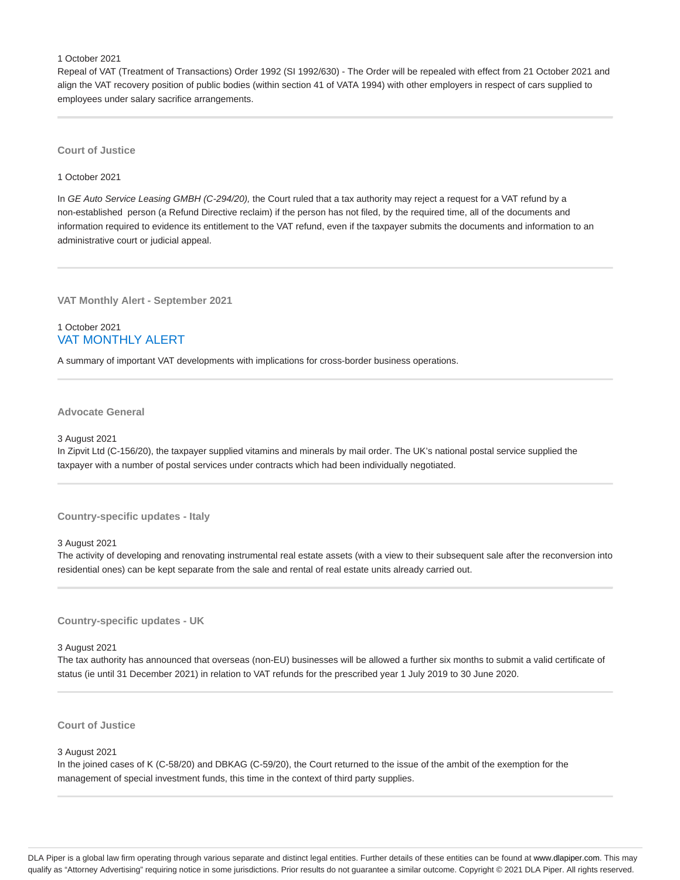1 October 2021

Repeal of VAT (Treatment of Transactions) Order 1992 (SI 1992/630) - The Order will be repealed with effect from 21 October 2021 and align the VAT recovery position of public bodies (within section 41 of VATA 1994) with other employers in respect of cars supplied to employees under salary sacrifice arrangements.

---

### Court of Justice

1 October 2021

In *GE Auto Service Leasing GMBH (C-294/20),* the Court ruled that a tax authority may reject a request for a VAT refund by a non-established person (a Refund Directive reclaim) if the person has not filed, by the required time, all of the documents and information required to evidence its entitlement to the VAT refund, even if the taxpayer submits the documents and information to an administrative court or judicial appeal.

---

### VAT Monthly Alert - September 2021

1 October 2021

## VAT MONTHLY ALERT

A summary of important VAT developments with implications for cross-border business operations.

---

### Advocate General

3 August 2021

In Zipvit Ltd (C-156/20), the taxpayer supplied vitamins and minerals by mail order. The UK's national postal service supplied the taxpayer with a number of postal services under contracts which had been individually negotiated.

---

### Country-specific updates - Italy

3 August 2021

The activity of developing and renovating instrumental real estate assets (with a view to their subsequent sale after the reconversion into residential ones) can be kept separate from the sale and rental of real estate units already carried out.

---

### Country-specific updates - UK

3 August 2021

The tax authority has announced that overseas (non-EU) businesses will be allowed a further six months to submit a valid certificate of status (ie until 31 December 2021) in relation to VAT refunds for the prescribed year 1 July 2019 to 30 June 2020.

---

### Court of Justice

3 August 2021

In the joined cases of K (C-58/20) and DBKAG (C-59/20), the Court returned to the issue of the ambit of the exemption for the management of special investment funds, this time in the context of third party supplies.

---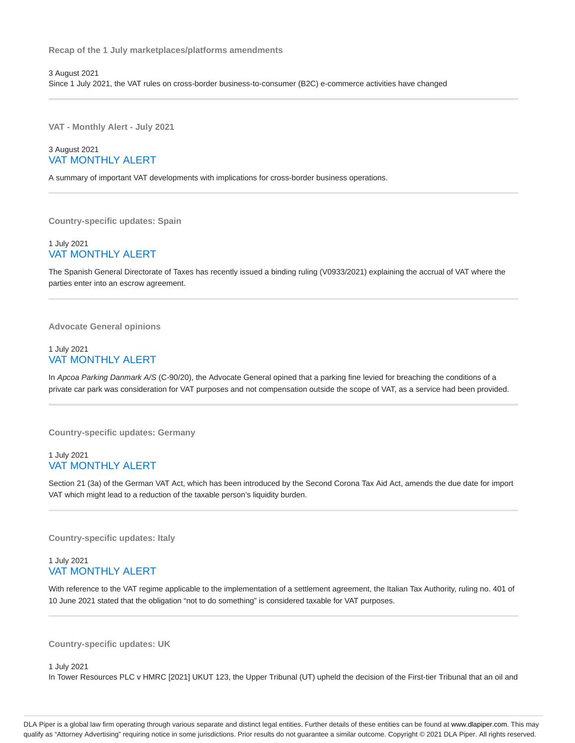### Recap of the 1 July marketplaces/platforms amendments

3 August 2021

Since 1 July 2021, the VAT rules on cross-border business-to-consumer (B2C) e-commerce activities have changed

---

### VAT - Monthly Alert - July 2021

3 August 2021

VAT MONTHLY ALERT

A summary of important VAT developments with implications for cross-border business operations.

---

### Country-specific updates: Spain

1 July 2021

VAT MONTHLY ALERT

The Spanish General Directorate of Taxes has recently issued a binding ruling (V0933/2021) explaining the accrual of VAT where the parties enter into an escrow agreement.

---

### Advocate General opinions

1 July 2021

VAT MONTHLY ALERT

In *Apcoa Parking Danmark A/S* (C-90/20), the Advocate General opined that a parking fine levied for breaching the conditions of a private car park was consideration for VAT purposes and not compensation outside the scope of VAT, as a service had been provided.

---

### Country-specific updates: Germany

1 July 2021

VAT MONTHLY ALERT

Section 21 (3a) of the German VAT Act, which has been introduced by the Second Corona Tax Aid Act, amends the due date for import VAT which might lead to a reduction of the taxable person's liquidity burden.

---

### Country-specific updates: Italy

1 July 2021

VAT MONTHLY ALERT

With reference to the VAT regime applicable to the implementation of a settlement agreement, the Italian Tax Authority, ruling no. 401 of 10 June 2021 stated that the obligation "not to do something" is considered taxable for VAT purposes.

---

### Country-specific updates: UK

1 July 2021

In Tower Resources PLC v HMRC [2021] UKUT 123, the Upper Tribunal (UT) upheld the decision of the First-tier Tribunal that an oil and

DLA Piper is a global law firm operating through various separate and distinct legal entities. Further details of these entities can be found at www.dlapiper.com. This may qualify as "Attorney Advertising" requiring notice in some jurisdictions. Prior results do not guarantee a similar outcome. Copyright © 2021 DLA Piper. All rights reserved.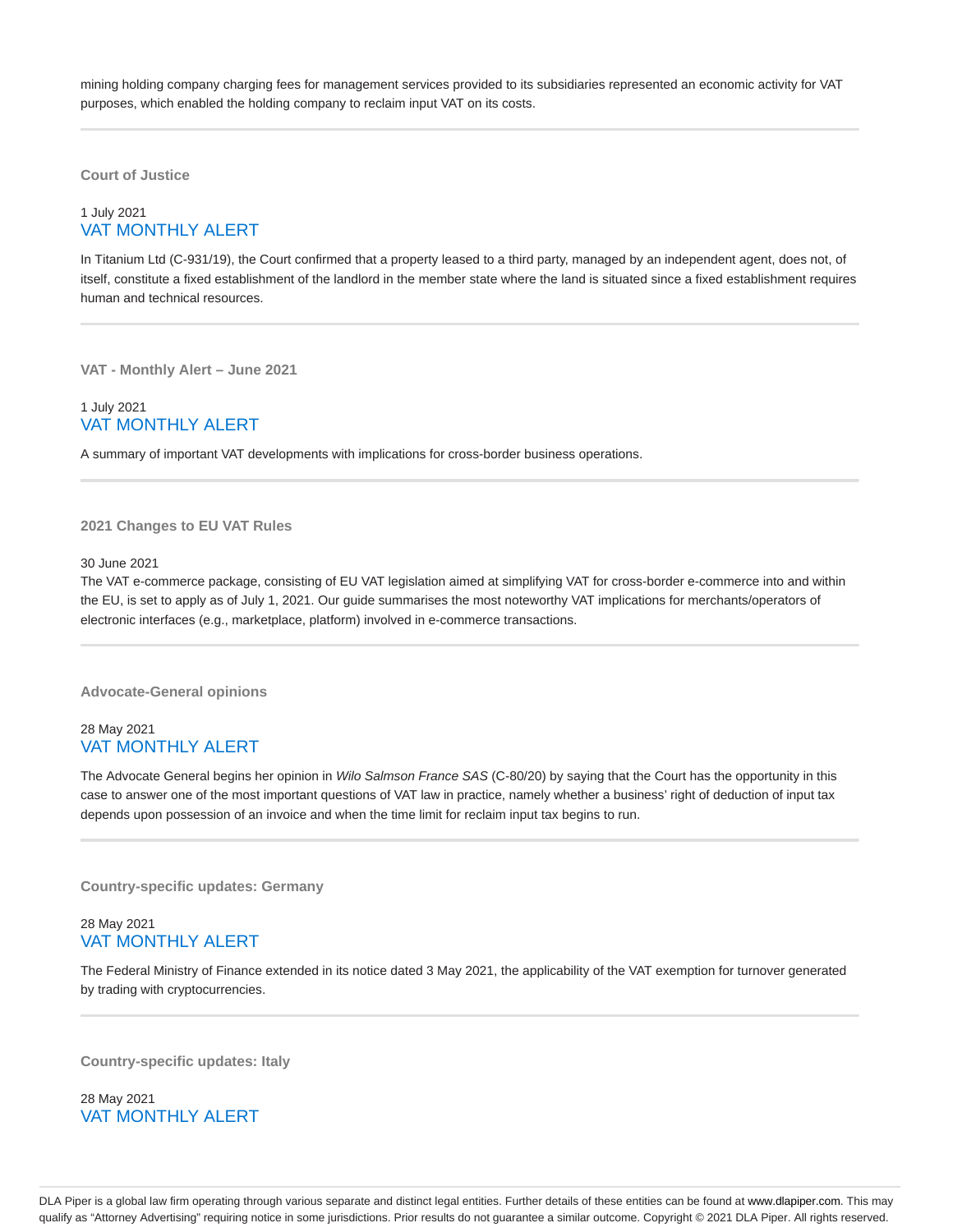mining holding company charging fees for management services provided to its subsidiaries represented an economic activity for VAT purposes, which enabled the holding company to reclaim input VAT on its costs.

---

**Court of Justice**

1 July 2021
VAT MONTHLY ALERT

In Titanium Ltd (C-931/19), the Court confirmed that a property leased to a third party, managed by an independent agent, does not, of itself, constitute a fixed establishment of the landlord in the member state where the land is situated since a fixed establishment requires human and technical resources.

---

**VAT - Monthly Alert – June 2021**

1 July 2021
VAT MONTHLY ALERT

A summary of important VAT developments with implications for cross-border business operations.

---

**2021 Changes to EU VAT Rules**

30 June 2021
The VAT e-commerce package, consisting of EU VAT legislation aimed at simplifying VAT for cross-border e-commerce into and within the EU, is set to apply as of July 1, 2021. Our guide summarises the most noteworthy VAT implications for merchants/operators of electronic interfaces (e.g., marketplace, platform) involved in e-commerce transactions.

---

**Advocate-General opinions**

28 May 2021
VAT MONTHLY ALERT

The Advocate General begins her opinion in *Wilo Salmson France SAS* (C-80/20) by saying that the Court has the opportunity in this case to answer one of the most important questions of VAT law in practice, namely whether a business' right of deduction of input tax depends upon possession of an invoice and when the time limit for reclaim input tax begins to run.

---

**Country-specific updates: Germany**

28 May 2021
VAT MONTHLY ALERT

The Federal Ministry of Finance extended in its notice dated 3 May 2021, the applicability of the VAT exemption for turnover generated by trading with cryptocurrencies.

---

**Country-specific updates: Italy**

28 May 2021
VAT MONTHLY ALERT

DLA Piper is a global law firm operating through various separate and distinct legal entities. Further details of these entities can be found at www.dlapiper.com. This may qualify as "Attorney Advertising" requiring notice in some jurisdictions. Prior results do not guarantee a similar outcome. Copyright © 2021 DLA Piper. All rights reserved.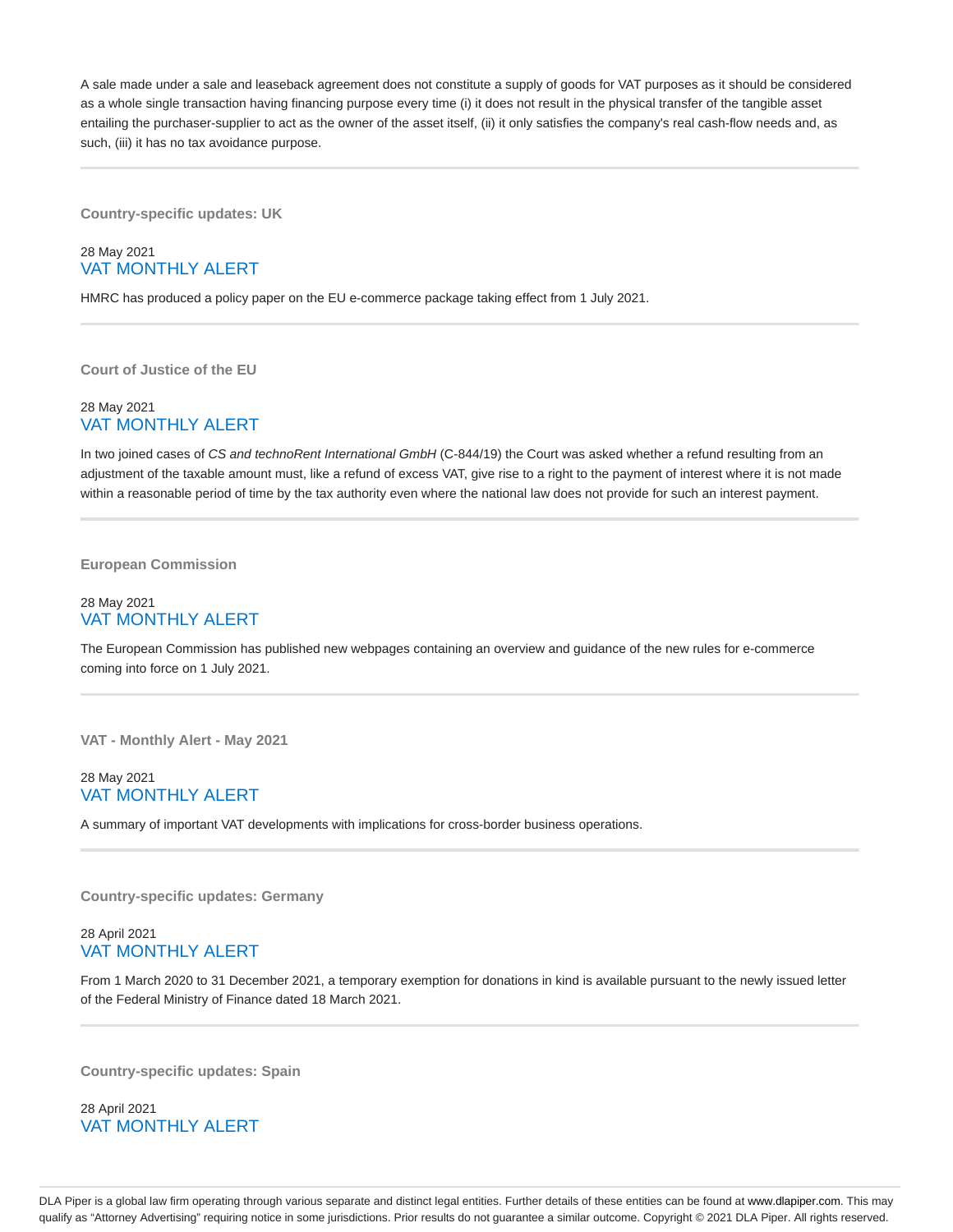A sale made under a sale and leaseback agreement does not constitute a supply of goods for VAT purposes as it should be considered as a whole single transaction having financing purpose every time (i) it does not result in the physical transfer of the tangible asset entailing the purchaser-supplier to act as the owner of the asset itself, (ii) it only satisfies the company's real cash-flow needs and, as such, (iii) it has no tax avoidance purpose.

---

**Country-specific updates: UK**

28 May 2021

### VAT MONTHLY ALERT

HMRC has produced a policy paper on the EU e-commerce package taking effect from 1 July 2021.

---

**Court of Justice of the EU**

28 May 2021

### VAT MONTHLY ALERT

In two joined cases of *CS and technoRent International GmbH* (C-844/19) the Court was asked whether a refund resulting from an adjustment of the taxable amount must, like a refund of excess VAT, give rise to a right to the payment of interest where it is not made within a reasonable period of time by the tax authority even where the national law does not provide for such an interest payment.

---

**European Commission**

28 May 2021

### VAT MONTHLY ALERT

The European Commission has published new webpages containing an overview and guidance of the new rules for e-commerce coming into force on 1 July 2021.

---

**VAT - Monthly Alert - May 2021**

28 May 2021

### VAT MONTHLY ALERT

A summary of important VAT developments with implications for cross-border business operations.

---

**Country-specific updates: Germany**

28 April 2021

### VAT MONTHLY ALERT

From 1 March 2020 to 31 December 2021, a temporary exemption for donations in kind is available pursuant to the newly issued letter of the Federal Ministry of Finance dated 18 March 2021.

---

**Country-specific updates: Spain**

28 April 2021

### VAT MONTHLY ALERT

DLA Piper is a global law firm operating through various separate and distinct legal entities. Further details of these entities can be found at www.dlapiper.com. This may qualify as "Attorney Advertising" requiring notice in some jurisdictions. Prior results do not guarantee a similar outcome. Copyright © 2021 DLA Piper. All rights reserved.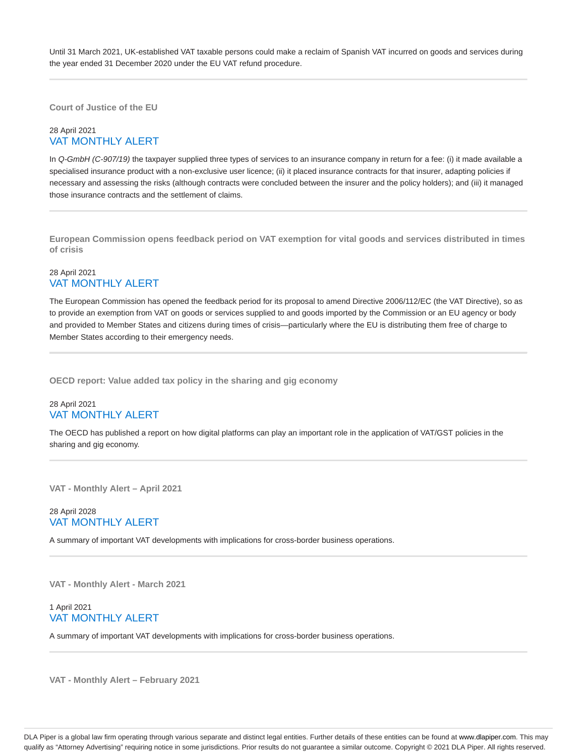Until 31 March 2021, UK-established VAT taxable persons could make a reclaim of Spanish VAT incurred on goods and services during the year ended 31 December 2020 under the EU VAT refund procedure.

---

### Court of Justice of the EU

28 April 2021
VAT MONTHLY ALERT

In *Q-GmbH (C-907/19)* the taxpayer supplied three types of services to an insurance company in return for a fee: (i) it made available a specialised insurance product with a non-exclusive user licence; (ii) it placed insurance contracts for that insurer, adapting policies if necessary and assessing the risks (although contracts were concluded between the insurer and the policy holders); and (iii) it managed those insurance contracts and the settlement of claims.

---

### European Commission opens feedback period on VAT exemption for vital goods and services distributed in times of crisis

28 April 2021
VAT MONTHLY ALERT

The European Commission has opened the feedback period for its proposal to amend Directive 2006/112/EC (the VAT Directive), so as to provide an exemption from VAT on goods or services supplied to and goods imported by the Commission or an EU agency or body and provided to Member States and citizens during times of crisis—particularly where the EU is distributing them free of charge to Member States according to their emergency needs.

---

### OECD report: Value added tax policy in the sharing and gig economy

28 April 2021
VAT MONTHLY ALERT

The OECD has published a report on how digital platforms can play an important role in the application of VAT/GST policies in the sharing and gig economy.

---

### VAT - Monthly Alert – April 2021

28 April 2028
VAT MONTHLY ALERT

A summary of important VAT developments with implications for cross-border business operations.

---

### VAT - Monthly Alert - March 2021

1 April 2021
VAT MONTHLY ALERT

A summary of important VAT developments with implications for cross-border business operations.

---

### VAT - Monthly Alert – February 2021

DLA Piper is a global law firm operating through various separate and distinct legal entities. Further details of these entities can be found at www.dlapiper.com. This may qualify as "Attorney Advertising" requiring notice in some jurisdictions. Prior results do not guarantee a similar outcome. Copyright © 2021 DLA Piper. All rights reserved.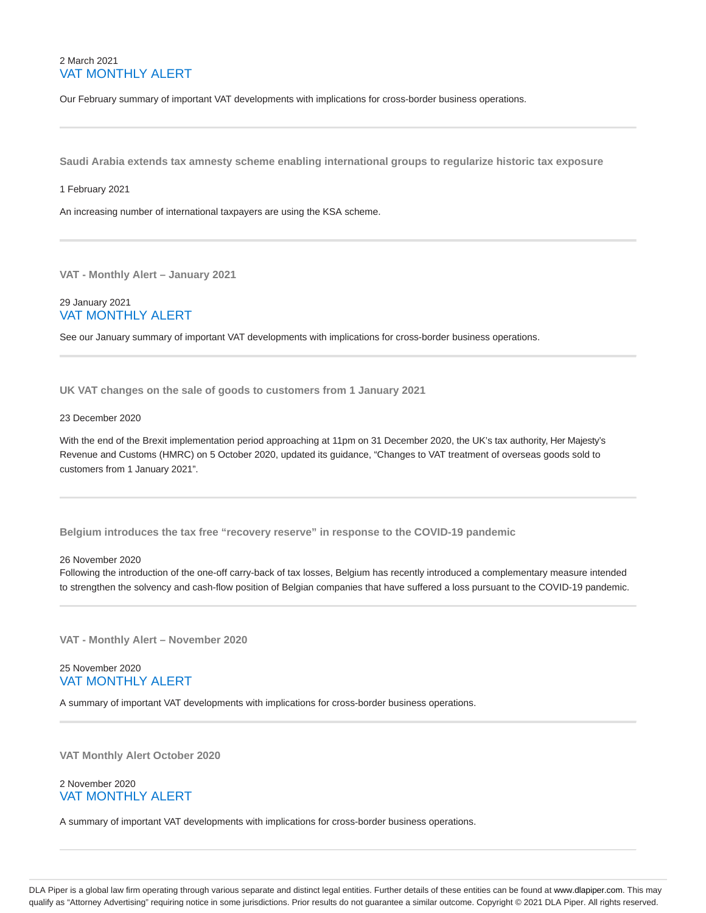2 March 2021

VAT MONTHLY ALERT

Our February summary of important VAT developments with implications for cross-border business operations.

---

### Saudi Arabia extends tax amnesty scheme enabling international groups to regularize historic tax exposure

1 February 2021

An increasing number of international taxpayers are using the KSA scheme.

---

### VAT - Monthly Alert – January 2021

29 January 2021

VAT MONTHLY ALERT

See our January summary of important VAT developments with implications for cross-border business operations.

---

### UK VAT changes on the sale of goods to customers from 1 January 2021

23 December 2020

With the end of the Brexit implementation period approaching at 11pm on 31 December 2020, the UK's tax authority, Her Majesty's Revenue and Customs (HMRC) on 5 October 2020, updated its guidance, "Changes to VAT treatment of overseas goods sold to customers from 1 January 2021".

---

### Belgium introduces the tax free "recovery reserve" in response to the COVID-19 pandemic

26 November 2020

Following the introduction of the one-off carry-back of tax losses, Belgium has recently introduced a complementary measure intended to strengthen the solvency and cash-flow position of Belgian companies that have suffered a loss pursuant to the COVID-19 pandemic.

---

### VAT - Monthly Alert – November 2020

25 November 2020

VAT MONTHLY ALERT

A summary of important VAT developments with implications for cross-border business operations.

---

### VAT Monthly Alert October 2020

2 November 2020

VAT MONTHLY ALERT

A summary of important VAT developments with implications for cross-border business operations.

---

DLA Piper is a global law firm operating through various separate and distinct legal entities. Further details of these entities can be found at www.dlapiper.com. This may qualify as "Attorney Advertising" requiring notice in some jurisdictions. Prior results do not guarantee a similar outcome. Copyright © 2021 DLA Piper. All rights reserved.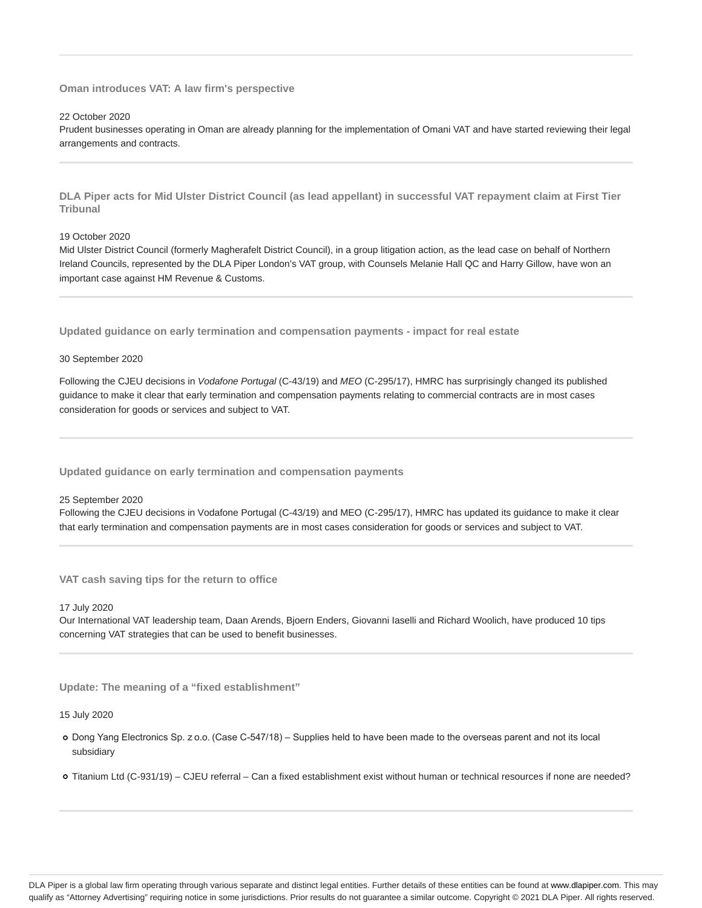### Oman introduces VAT: A law firm's perspective

22 October 2020

Prudent businesses operating in Oman are already planning for the implementation of Omani VAT and have started reviewing their legal arrangements and contracts.

### DLA Piper acts for Mid Ulster District Council (as lead appellant) in successful VAT repayment claim at First Tier Tribunal

19 October 2020

Mid Ulster District Council (formerly Magherafelt District Council), in a group litigation action, as the lead case on behalf of Northern Ireland Councils, represented by the DLA Piper London's VAT group, with Counsels Melanie Hall QC and Harry Gillow, have won an important case against HM Revenue & Customs.

### Updated guidance on early termination and compensation payments - impact for real estate

30 September 2020

Following the CJEU decisions in *Vodafone Portugal* (C-43/19) and *MEO* (C-295/17), HMRC has surprisingly changed its published guidance to make it clear that early termination and compensation payments relating to commercial contracts are in most cases consideration for goods or services and subject to VAT.

### Updated guidance on early termination and compensation payments

25 September 2020

Following the CJEU decisions in Vodafone Portugal (C-43/19) and MEO (C-295/17), HMRC has updated its guidance to make it clear that early termination and compensation payments are in most cases consideration for goods or services and subject to VAT.

### VAT cash saving tips for the return to office

17 July 2020

Our International VAT leadership team, Daan Arends, Bjoern Enders, Giovanni Iaselli and Richard Woolich, have produced 10 tips concerning VAT strategies that can be used to benefit businesses.

### Update: The meaning of a “fixed establishment”

15 July 2020

- Dong Yang Electronics Sp. z o.o. (Case C-547/18) – Supplies held to have been made to the overseas parent and not its local subsidiary
- Titanium Ltd (C-931/19) – CJEU referral – Can a fixed establishment exist without human or technical resources if none are needed?

DLA Piper is a global law firm operating through various separate and distinct legal entities. Further details of these entities can be found at www.dlapiper.com. This may qualify as “Attorney Advertising” requiring notice in some jurisdictions. Prior results do not guarantee a similar outcome. Copyright © 2021 DLA Piper. All rights reserved.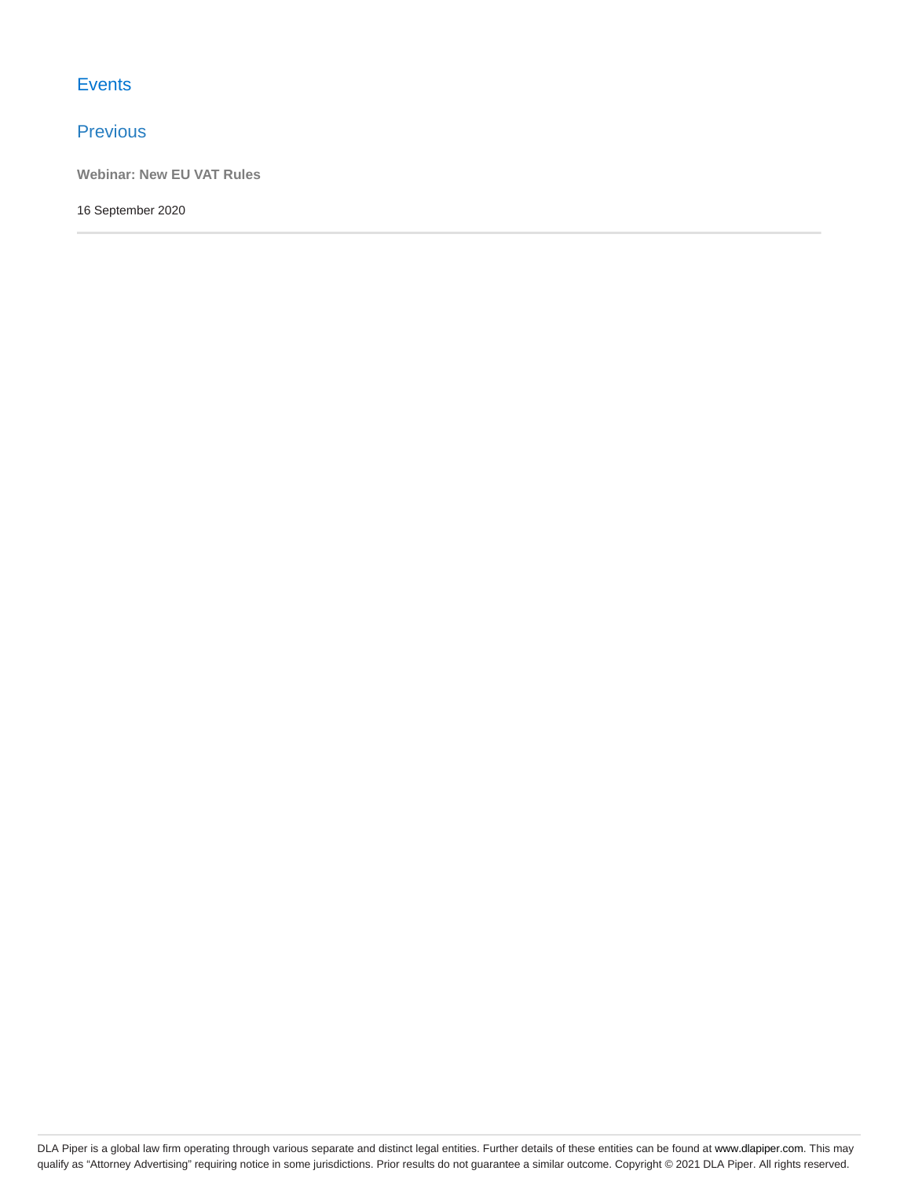## Events

### Previous

**Webinar: New EU VAT Rules**

16 September 2020

DLA Piper is a global law firm operating through various separate and distinct legal entities. Further details of these entities can be found at www.dlapiper.com. This may qualify as “Attorney Advertising” requiring notice in some jurisdictions. Prior results do not guarantee a similar outcome. Copyright © 2021 DLA Piper. All rights reserved.